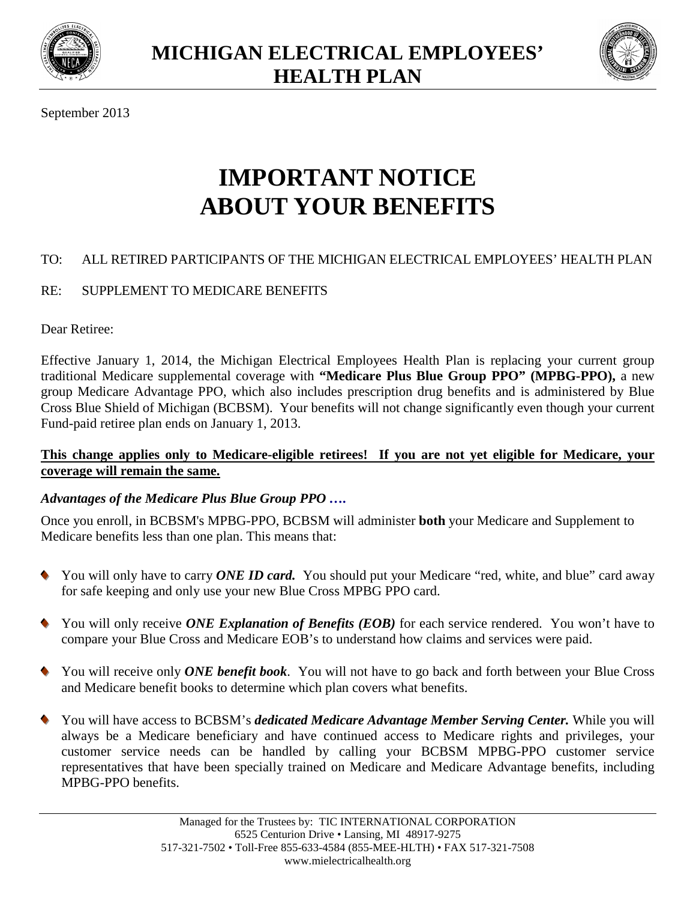# MICHIGAN ELECTRICAL EMPLOYEES' HEALTH PLAN

September 2013

# IMPORTANT NOTICE ABOUT YOUR BENEFITS

TO: ALL RETIRED PARTICIPANTS OF THE MICHIGAN ELECTRICAL EMPLOYEES' HEALTH PLAN

RE: SUPPLEMENT TO MEDICARE BENEFITS

Dear Retiree:

Effective January 1, 2014, the Michigan Electrical Employees Health Plan is replacing your current group traditional Medicare supplemental coverage with **"Medicare Plus Blue Group PPO" (MPBG-PPO),** a new group Medicare Advantage PPO, which also includes prescription drug benefits and is administered by Blue Cross Blue Shield of Michigan (BCBSM). Your benefits will not change significantly even though your current Fund-paid retiree plan ends on January 1, 2013.

**This change applies only to Medicare-eligible retirees! If you are not yet eligible for Medicare, your coverage will remain the same.**

***Advantages of the Medicare Plus Blue Group PPO ….***

Once you enroll, in BCBSM's MPBG-PPO, BCBSM will administer **both** your Medicare and Supplement to Medicare benefits less than one plan. This means that:

- You will only have to carry ***ONE ID card.*** You should put your Medicare "red, white, and blue" card away for safe keeping and only use your new Blue Cross MPBG PPO card.
- You will only receive ***ONE Explanation of Benefits (EOB)*** for each service rendered. You won't have to compare your Blue Cross and Medicare EOB's to understand how claims and services were paid.
- You will receive only ***ONE benefit book***. You will not have to go back and forth between your Blue Cross and Medicare benefit books to determine which plan covers what benefits.
- You will have access to BCBSM's ***dedicated Medicare Advantage Member Serving Center.*** While you will always be a Medicare beneficiary and have continued access to Medicare rights and privileges, your customer service needs can be handled by calling your BCBSM MPBG-PPO customer service representatives that have been specially trained on Medicare and Medicare Advantage benefits, including MPBG-PPO benefits.

Managed for the Trustees by: TIC INTERNATIONAL CORPORATION
6525 Centurion Drive • Lansing, MI 48917-9275
517-321-7502 • Toll-Free 855-633-4584 (855-MEE-HLTH) • FAX 517-321-7508
www.mielectricalhealth.org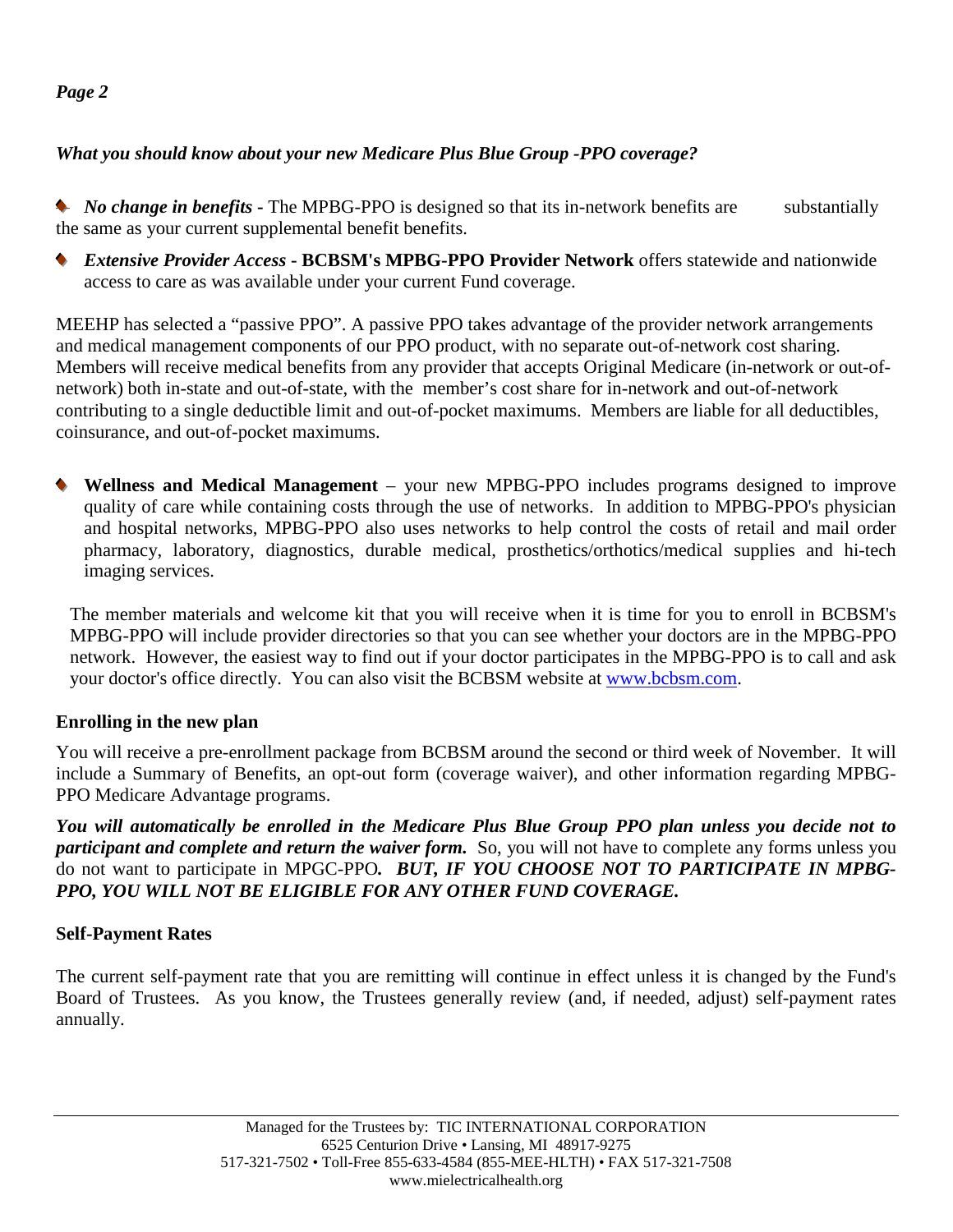*What you should know about your new Medicare Plus Blue Group -PPO coverage?*

- ***No change in benefits*** **-** The MPBG-PPO is designed so that its in-network benefits are substantially the same as your current supplemental benefit benefits.
- ***Extensive Provider Access*** **- BCBSM's MPBG-PPO Provider Network** offers statewide and nationwide access to care as was available under your current Fund coverage.

MEEHP has selected a "passive PPO". A passive PPO takes advantage of the provider network arrangements and medical management components of our PPO product, with no separate out-of-network cost sharing. Members will receive medical benefits from any provider that accepts Original Medicare (in-network or out-of-network) both in-state and out-of-state, with the member's cost share for in-network and out-of-network contributing to a single deductible limit and out-of-pocket maximums. Members are liable for all deductibles, coinsurance, and out-of-pocket maximums.

- **Wellness and Medical Management** – your new MPBG-PPO includes programs designed to improve quality of care while containing costs through the use of networks. In addition to MPBG-PPO's physician and hospital networks, MPBG-PPO also uses networks to help control the costs of retail and mail order pharmacy, laboratory, diagnostics, durable medical, prosthetics/orthotics/medical supplies and hi-tech imaging services.

  The member materials and welcome kit that you will receive when it is time for you to enroll in BCBSM's MPBG-PPO will include provider directories so that you can see whether your doctors are in the MPBG-PPO network. However, the easiest way to find out if your doctor participates in the MPBG-PPO is to call and ask your doctor's office directly. You can also visit the BCBSM website at [www.bcbsm.com](http://www.bcbsm.com).

**Enrolling in the new plan**

You will receive a pre-enrollment package from BCBSM around the second or third week of November. It will include a Summary of Benefits, an opt-out form (coverage waiver), and other information regarding MPBG-PPO Medicare Advantage programs.

***You will automatically be enrolled in the Medicare Plus Blue Group PPO plan unless you decide not to participant and complete and return the waiver form.*** So, you will not have to complete any forms unless you do not want to participate in MPGC-PPO***. BUT, IF YOU CHOOSE NOT TO PARTICIPATE IN MPBG-PPO, YOU WILL NOT BE ELIGIBLE FOR ANY OTHER FUND COVERAGE.***

**Self-Payment Rates**

The current self-payment rate that you are remitting will continue in effect unless it is changed by the Fund's Board of Trustees. As you know, the Trustees generally review (and, if needed, adjust) self-payment rates annually.

Managed for the Trustees by: TIC INTERNATIONAL CORPORATION
6525 Centurion Drive • Lansing, MI 48917-9275
517-321-7502 • Toll-Free 855-633-4584 (855-MEE-HLTH) • FAX 517-321-7508
www.mielectricalhealth.org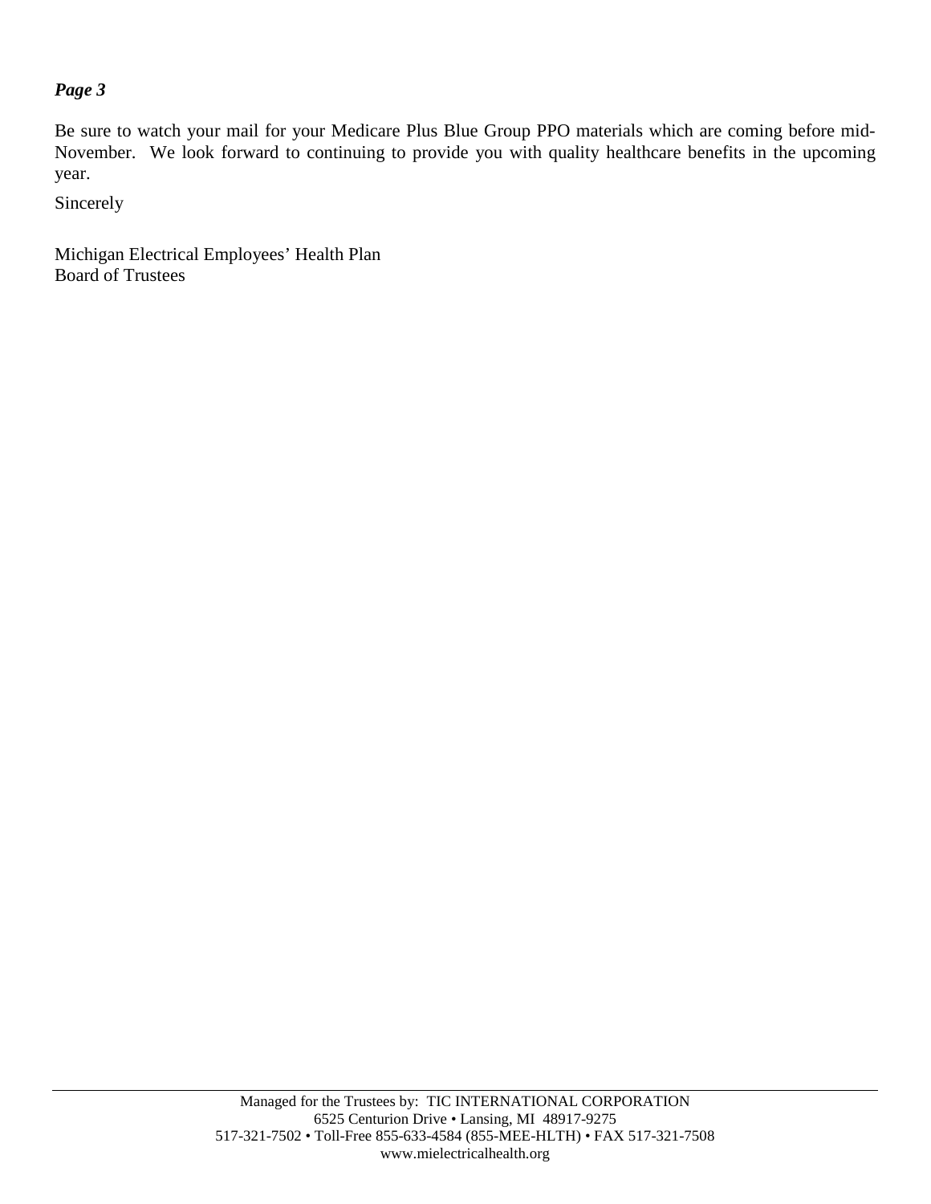Be sure to watch your mail for your Medicare Plus Blue Group PPO materials which are coming before mid-November. We look forward to continuing to provide you with quality healthcare benefits in the upcoming year.

Sincerely

Michigan Electrical Employees' Health Plan
Board of Trustees

---

Managed for the Trustees by: TIC INTERNATIONAL CORPORATION
6525 Centurion Drive • Lansing, MI 48917-9275
517-321-7502 • Toll-Free 855-633-4584 (855-MEE-HLTH) • FAX 517-321-7508
www.mielectricalhealth.org